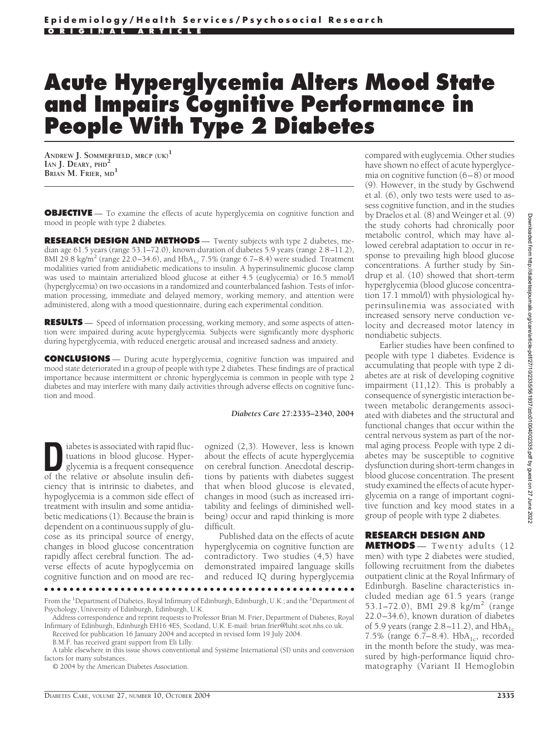Epidemiology/Health Services/Psychosocial Research

ORIGINAL ARTICLE

# Acute Hyperglycemia Alters Mood State and Impairs Cognitive Performance in People With Type 2 Diabetes

ANDREW J. SOMMERFIELD, MRCP (UK)[1]
IAN J. DEARY, PHD[2]
BRIAN M. FRIER, MD[1]

**OBJECTIVE** — To examine the effects of acute hyperglycemia on cognitive function and mood in people with type 2 diabetes.

**RESEARCH DESIGN AND METHODS** — Twenty subjects with type 2 diabetes, median age 61.5 years (range 53.1–72.0), known duration of diabetes 5.9 years (range 2.8–11.2), BMI 29.8 kg/m$^2$ (range 22.0–34.6), and $HbA_{1c}$ 7.5% (range 6.7–8.4) were studied. Treatment modalities varied from antidiabetic medications to insulin. A hyperinsulinemic glucose clamp was used to maintain arterialized blood glucose at either 4.5 (euglycemia) or 16.5 mmol/l (hyperglycemia) on two occasions in a randomized and counterbalanced fashion. Tests of information processing, immediate and delayed memory, working memory, and attention were administered, along with a mood questionnaire, during each experimental condition.

**RESULTS** — Speed of information processing, working memory, and some aspects of attention were impaired during acute hyperglycemia. Subjects were significantly more dysphoric during hyperglycemia, with reduced energetic arousal and increased sadness and anxiety.

**CONCLUSIONS** — During acute hyperglycemia, cognitive function was impaired and mood state deteriorated in a group of people with type 2 diabetes. These findings are of practical importance because intermittent or chronic hyperglycemia is common in people with type 2 diabetes and may interfere with many daily activities through adverse effects on cognitive function and mood.

*Diabetes Care* 27:2335–2340, 2004

Diabetes is associated with rapid fluctuations in blood glucose. Hyperglycemia is a frequent consequence of the relative or absolute insulin deficiency that is intrinsic to diabetes, and hypoglycemia is a common side effect of treatment with insulin and some antidiabetic medications (1). Because the brain is dependent on a continuous supply of glucose as its principal source of energy, changes in blood glucose concentration rapidly affect cerebral function. The adverse effects of acute hypoglycemia on cognitive function and on mood are recognized (2,3). However, less is known about the effects of acute hyperglycemia on cerebral function. Anecdotal descriptions by patients with diabetes suggest that when blood glucose is elevated, changes in mood (such as increased irritability and feelings of diminished well-being) occur and rapid thinking is more difficult.

Published data on the effects of acute hyperglycemia on cognitive function are contradictory. Two studies (4,5) have demonstrated impaired language skills and reduced IQ during hyperglycemia compared with euglycemia. Other studies have shown no effect of acute hyperglycemia on cognitive function (6–8) or mood (9). However, in the study by Gschwend et al. (6), only two tests were used to assess cognitive function, and in the studies by Draelos et al. (8) and Weinger et al. (9) the study cohorts had chronically poor metabolic control, which may have allowed cerebral adaptation to occur in response to prevailing high blood glucose concentrations. A further study by Sindrup et al. (10) showed that short-term hyperglycemia (blood glucose concentration 17.1 mmol/l) with physiological hyperinsulinemia was associated with increased sensory nerve conduction velocity and decreased motor latency in nondiabetic subjects.

Earlier studies have been confined to people with type 1 diabetes. Evidence is accumulating that people with type 2 diabetes are at risk of developing cognitive impairment (11,12). This is probably a consequence of synergistic interaction between metabolic derangements associated with diabetes and the structural and functional changes that occur within the central nervous system as part of the normal aging process. People with type 2 diabetes may be susceptible to cognitive dysfunction during short-term changes in blood glucose concentration. The present study examined the effects of acute hyperglycemia on a range of important cognitive function and key mood states in a group of people with type 2 diabetes.

## RESEARCH DESIGN AND METHODS

— Twenty adults (12 men) with type 2 diabetes were studied, following recruitment from the diabetes outpatient clinic at the Royal Infirmary of Edinburgh. Baseline characteristics included median age 61.5 years (range 53.1–72.0), BMI 29.8 kg/m$^2$ (range 22.0–34.6), known duration of diabetes of 5.9 years (range 2.8–11.2), and $HbA_{1c}$ 7.5% (range 6.7–8.4). $HbA_{1c}$, recorded in the month before the study, was measured by high-performance liquid chromatography (Variant II Hemoglobin

From the [1]Department of Diabetes, Royal Infirmary of Edinburgh, Edinburgh, U.K.; and the [2]Department of Psychology, University of Edinburgh, Edinburgh, U.K.

Address correspondence and reprint requests to Professor Brian M. Frier, Department of Diabetes, Royal Infirmary of Edinburgh, Edinburgh EH16 4ES, Scotland, U.K. E-mail: brian.frier@luht.scot.nhs.co.uk.

Received for publication 16 January 2004 and accepted in revised form 19 July 2004.

B.M.F. has received grant support from Eli Lilly.

A table elsewhere in this issue shows conventional and Système International (SI) units and conversion factors for many substances.

© 2004 by the American Diabetes Association.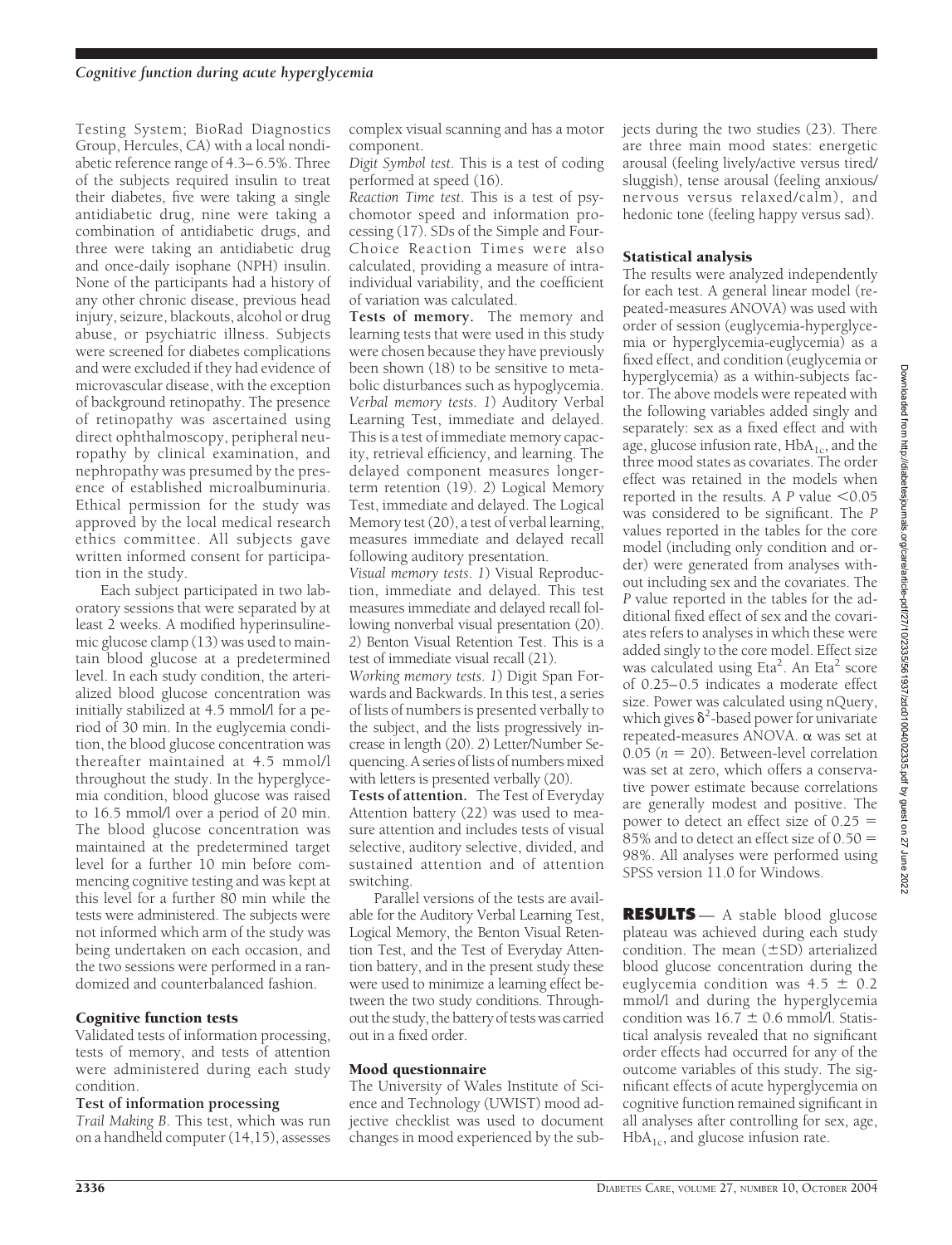Testing System; BioRad Diagnostics Group, Hercules, CA) with a local nondiabetic reference range of 4.3–6.5%. Three of the subjects required insulin to treat their diabetes, five were taking a single antidiabetic drug, nine were taking a combination of antidiabetic drugs, and three were taking an antidiabetic drug and once-daily isophane (NPH) insulin. None of the participants had a history of any other chronic disease, previous head injury, seizure, blackouts, alcohol or drug abuse, or psychiatric illness. Subjects were screened for diabetes complications and were excluded if they had evidence of microvascular disease, with the exception of background retinopathy. The presence of retinopathy was ascertained using direct ophthalmoscopy, peripheral neuropathy by clinical examination, and nephropathy was presumed by the presence of established microalbuminuria. Ethical permission for the study was approved by the local medical research ethics committee. All subjects gave written informed consent for participation in the study.

Each subject participated in two laboratory sessions that were separated by at least 2 weeks. A modified hyperinsulinemic glucose clamp (13) was used to maintain blood glucose at a predetermined level. In each study condition, the arterialized blood glucose concentration was initially stabilized at 4.5 mmol/l for a period of 30 min. In the euglycemia condition, the blood glucose concentration was thereafter maintained at 4.5 mmol/l throughout the study. In the hyperglycemia condition, blood glucose was raised to 16.5 mmol/l over a period of 20 min. The blood glucose concentration was maintained at the predetermined target level for a further 10 min before commencing cognitive testing and was kept at this level for a further 80 min while the tests were administered. The subjects were not informed which arm of the study was being undertaken on each occasion, and the two sessions were performed in a randomized and counterbalanced fashion.

### Cognitive function tests

Validated tests of information processing, tests of memory, and tests of attention were administered during each study condition.

**Test of information processing**

*Trail Making B.* This test, which was run on a handheld computer (14,15), assesses complex visual scanning and has a motor component.

*Digit Symbol test.* This is a test of coding performed at speed (16).

*Reaction Time test.* This is a test of psychomotor speed and information processing (17). SDs of the Simple and Four-Choice Reaction Times were also calculated, providing a measure of intraindividual variability, and the coefficient of variation was calculated.

**Tests of memory.** The memory and learning tests that were used in this study were chosen because they have previously been shown (18) to be sensitive to metabolic disturbances such as hypoglycemia.

*Verbal memory tests. 1*) Auditory Verbal Learning Test, immediate and delayed. This is a test of immediate memory capacity, retrieval efficiency, and learning. The delayed component measures longer-term retention (19). *2*) Logical Memory Test, immediate and delayed. The Logical Memory test (20), a test of verbal learning, measures immediate and delayed recall following auditory presentation.

*Visual memory tests. 1*) Visual Reproduction, immediate and delayed. This test measures immediate and delayed recall following nonverbal visual presentation (20). *2*) Benton Visual Retention Test. This is a test of immediate visual recall (21).

*Working memory tests. 1*) Digit Span Forwards and Backwards. In this test, a series of lists of numbers is presented verbally to the subject, and the lists progressively increase in length (20). *2*) Letter/Number Sequencing. A series of lists of numbers mixed with letters is presented verbally (20).

**Tests of attention.** The Test of Everyday Attention battery (22) was used to measure attention and includes tests of visual selective, auditory selective, divided, and sustained attention and of attention switching.

Parallel versions of the tests are available for the Auditory Verbal Learning Test, Logical Memory, the Benton Visual Retention Test, and the Test of Everyday Attention battery, and in the present study these were used to minimize a learning effect between the two study conditions. Throughout the study, the battery of tests was carried out in a fixed order.

### Mood questionnaire

The University of Wales Institute of Science and Technology (UWIST) mood adjective checklist was used to document changes in mood experienced by the subjects during the two studies (23). There are three main mood states: energetic arousal (feeling lively/active versus tired/sluggish), tense arousal (feeling anxious/nervous versus relaxed/calm), and hedonic tone (feeling happy versus sad).

### Statistical analysis

The results were analyzed independently for each test. A general linear model (repeated-measures ANOVA) was used with order of session (euglycemia-hyperglycemia or hyperglycemia-euglycemia) as a fixed effect, and condition (euglycemia or hyperglycemia) as a within-subjects factor. The above models were repeated with the following variables added singly and separately: sex as a fixed effect and with age, glucose infusion rate, $HbA_{1c}$, and the three mood states as covariates. The order effect was retained in the models when reported in the results. A $P$ value $<0.05$ was considered to be significant. The $P$ values reported in the tables for the core model (including only condition and order) were generated from analyses without including sex and the covariates. The $P$ value reported in the tables for the additional fixed effect of sex and the covariates refers to analyses in which these were added singly to the core model. Effect size was calculated using $Eta^2$. An $Eta^2$ score of 0.25–0.5 indicates a moderate effect size. Power was calculated using nQuery, which gives $\delta^2$-based power for univariate repeated-measures ANOVA. $\alpha$ was set at 0.05 ($n = 20$). Between-level correlation was set at zero, which offers a conservative power estimate because correlations are generally modest and positive. The power to detect an effect size of $0.25 = 85\%$ and to detect an effect size of $0.50 = 98\%$. All analyses were performed using SPSS version 11.0 for Windows.

## RESULTS

A stable blood glucose plateau was achieved during each study condition. The mean ($\pm$SD) arterialized blood glucose concentration during the euglycemia condition was $4.5 \pm 0.2$ mmol/l and during the hyperglycemia condition was $16.7 \pm 0.6$ mmol/l. Statistical analysis revealed that no significant order effects had occurred for any of the outcome variables of this study. The significant effects of acute hyperglycemia on cognitive function remained significant in all analyses after controlling for sex, age, $HbA_{1c}$, and glucose infusion rate.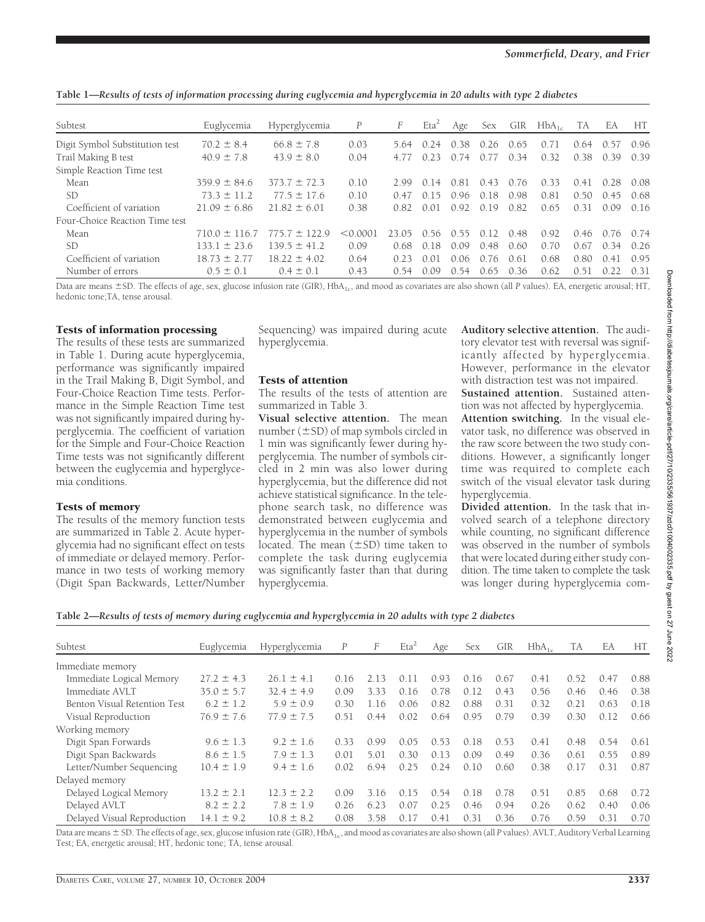**Table 1—Results of tests of information processing during euglycemia and hyperglycemia in 20 adults with type 2 diabetes**

| Subtest | Euglycemia | Hyperglycemia | P | F | $Eta^2$ | Age | Sex | GIR | $HbA_{1c}$ | TA | EA | HT |
|---|---|---|---|---|---|---|---|---|---|---|---|---|
| Digit Symbol Substitution test | 70.2 ± 8.4 | 66.8 ± 7.8 | 0.03 | 5.64 | 0.24 | 0.38 | 0.26 | 0.65 | 0.71 | 0.64 | 0.57 | 0.96 |
| Trail Making B test | 40.9 ± 7.8 | 43.9 ± 8.0 | 0.04 | 4.77 | 0.23 | 0.74 | 0.77 | 0.34 | 0.32 | 0.38 | 0.39 | 0.39 |
| Simple Reaction Time test | | | | | | | | | | | | |
| Mean | 359.9 ± 84.6 | 373.7 ± 72.3 | 0.10 | 2.99 | 0.14 | 0.81 | 0.43 | 0.76 | 0.33 | 0.41 | 0.28 | 0.08 |
| SD | 73.3 ± 11.2 | 77.5 ± 17.6 | 0.10 | 0.47 | 0.15 | 0.96 | 0.18 | 0.98 | 0.81 | 0.50 | 0.45 | 0.68 |
| Coefficient of variation | 21.09 ± 6.86 | 21.82 ± 6.01 | 0.38 | 0.82 | 0.01 | 0.92 | 0.19 | 0.82 | 0.65 | 0.31 | 0.09 | 0.16 |
| Four-Choice Reaction Time test | | | | | | | | | | | | |
| Mean | 710.0 ± 116.7 | 775.7 ± 122.9 | <0.0001 | 23.05 | 0.56 | 0.55 | 0.12 | 0.48 | 0.92 | 0.46 | 0.76 | 0.74 |
| SD | 133.1 ± 23.6 | 139.5 ± 41.2 | 0.09 | 0.68 | 0.18 | 0.09 | 0.48 | 0.60 | 0.70 | 0.67 | 0.34 | 0.26 |
| Coefficient of variation | 18.73 ± 2.77 | 18.22 ± 4.02 | 0.64 | 0.23 | 0.01 | 0.06 | 0.76 | 0.61 | 0.68 | 0.80 | 0.41 | 0.95 |
| Number of errors | 0.5 ± 0.1 | 0.4 ± 0.1 | 0.43 | 0.54 | 0.09 | 0.54 | 0.65 | 0.36 | 0.62 | 0.51 | 0.22 | 0.31 |

Data are means ±SD. The effects of age, sex, glucose infusion rate (GIR), $HbA_{1c}$, and mood as covariates are also shown (all P values). EA, energetic arousal; HT, hedonic tone; TA, tense arousal.

### Tests of information processing

The results of these tests are summarized in Table 1. During acute hyperglycemia, performance was significantly impaired in the Trail Making B, Digit Symbol, and Four-Choice Reaction Time tests. Performance in the Simple Reaction Time test was not significantly impaired during hyperglycemia. The coefficient of variation for the Simple and Four-Choice Reaction Time tests was not significantly different between the euglycemia and hyperglycemia conditions.

### Tests of memory

The results of the memory function tests are summarized in Table 2. Acute hyperglycemia had no significant effect on tests of immediate or delayed memory. Performance in two tests of working memory (Digit Span Backwards, Letter/Number Sequencing) was impaired during acute hyperglycemia.

### Tests of attention

The results of the tests of attention are summarized in Table 3.

**Visual selective attention.** The mean number (±SD) of map symbols circled in 1 min was significantly fewer during hyperglycemia. The number of symbols circled in 2 min was also lower during hyperglycemia, but the difference did not achieve statistical significance. In the telephone search task, no difference was demonstrated between euglycemia and hyperglycemia in the number of symbols located. The mean (±SD) time taken to complete the task during euglycemia was significantly faster than that during hyperglycemia.

**Auditory selective attention.** The auditory elevator test with reversal was significantly affected by hyperglycemia. However, performance in the elevator with distraction test was not impaired.

**Sustained attention.** Sustained attention was not affected by hyperglycemia.

**Attention switching.** In the visual elevator task, no difference was observed in the raw score between the two study conditions. However, a significantly longer time was required to complete each switch of the visual elevator task during hyperglycemia.

**Divided attention.** In the task that involved search of a telephone directory while counting, no significant difference was observed in the number of symbols that were located during either study condition. The time taken to complete the task was longer during hyperglycemia com-

**Table 2—Results of tests of memory during euglycemia and hyperglycemia in 20 adults with type 2 diabetes**

| Subtest | Euglycemia | Hyperglycemia | P | F | $Eta^2$ | Age | Sex | GIR | $HbA_{1c}$ | TA | EA | HT |
|---|---|---|---|---|---|---|---|---|---|---|---|---|
| Immediate memory | | | | | | | | | | | | |
| Immediate Logical Memory | 27.2 ± 4.3 | 26.1 ± 4.1 | 0.16 | 2.13 | 0.11 | 0.93 | 0.16 | 0.67 | 0.41 | 0.52 | 0.47 | 0.88 |
| Immediate AVLT | 35.0 ± 5.7 | 32.4 ± 4.9 | 0.09 | 3.33 | 0.16 | 0.78 | 0.12 | 0.43 | 0.56 | 0.46 | 0.46 | 0.38 |
| Benton Visual Retention Test | 6.2 ± 1.2 | 5.9 ± 0.9 | 0.30 | 1.16 | 0.06 | 0.82 | 0.88 | 0.31 | 0.32 | 0.21 | 0.63 | 0.18 |
| Visual Reproduction | 76.9 ± 7.6 | 77.9 ± 7.5 | 0.51 | 0.44 | 0.02 | 0.64 | 0.95 | 0.79 | 0.39 | 0.30 | 0.12 | 0.66 |
| Working memory | | | | | | | | | | | | |
| Digit Span Forwards | 9.6 ± 1.3 | 9.2 ± 1.6 | 0.33 | 0.99 | 0.05 | 0.53 | 0.18 | 0.53 | 0.41 | 0.48 | 0.54 | 0.61 |
| Digit Span Backwards | 8.6 ± 1.5 | 7.9 ± 1.3 | 0.01 | 5.01 | 0.30 | 0.13 | 0.09 | 0.49 | 0.36 | 0.61 | 0.55 | 0.89 |
| Letter/Number Sequencing | 10.4 ± 1.9 | 9.4 ± 1.6 | 0.02 | 6.94 | 0.25 | 0.24 | 0.10 | 0.60 | 0.38 | 0.17 | 0.31 | 0.87 |
| Delayed memory | | | | | | | | | | | | |
| Delayed Logical Memory | 13.2 ± 2.1 | 12.3 ± 2.2 | 0.09 | 3.16 | 0.15 | 0.54 | 0.18 | 0.78 | 0.51 | 0.85 | 0.68 | 0.72 |
| Delayed AVLT | 8.2 ± 2.2 | 7.8 ± 1.9 | 0.26 | 6.23 | 0.07 | 0.25 | 0.46 | 0.94 | 0.26 | 0.62 | 0.40 | 0.06 |
| Delayed Visual Reproduction | 14.1 ± 9.2 | 10.8 ± 8.2 | 0.08 | 3.58 | 0.17 | 0.41 | 0.31 | 0.36 | 0.76 | 0.59 | 0.31 | 0.70 |

Data are means ± SD. The effects of age, sex, glucose infusion rate (GIR), $HbA_{1c}$, and mood as covariates are also shown (all P values). AVLT, Auditory Verbal Learning Test; EA, energetic arousal; HT, hedonic tone; TA, tense arousal.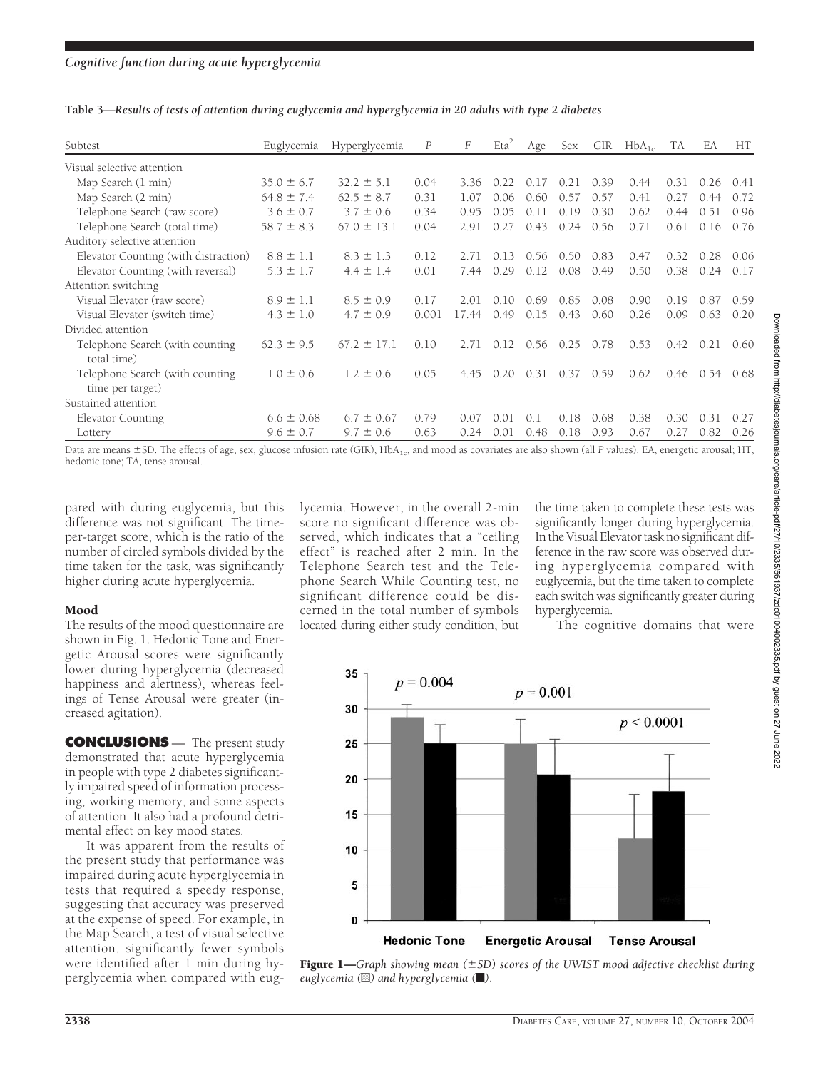**Table 3—*Results of tests of attention during euglycemia and hyperglycemia in 20 adults with type 2 diabetes***

| Subtest | Euglycemia | Hyperglycemia | $P$ | $F$ | $Eta^2$ | Age | Sex | GIR | $HbA_{1c}$ | TA | EA | HT |
|---|---|---|---|---|---|---|---|---|---|---|---|---|
| Visual selective attention | | | | | | | | | | | | |
| Map Search (1 min) | 35.0 ± 6.7 | 32.2 ± 5.1 | 0.04 | 3.36 | 0.22 | 0.17 | 0.21 | 0.39 | 0.44 | 0.31 | 0.26 | 0.41 |
| Map Search (2 min) | 64.8 ± 7.4 | 62.5 ± 8.7 | 0.31 | 1.07 | 0.06 | 0.60 | 0.57 | 0.57 | 0.41 | 0.27 | 0.44 | 0.72 |
| Telephone Search (raw score) | 3.6 ± 0.7 | 3.7 ± 0.6 | 0.34 | 0.95 | 0.05 | 0.11 | 0.19 | 0.30 | 0.62 | 0.44 | 0.51 | 0.96 |
| Telephone Search (total time) | 58.7 ± 8.3 | 67.0 ± 13.1 | 0.04 | 2.91 | 0.27 | 0.43 | 0.24 | 0.56 | 0.71 | 0.61 | 0.16 | 0.76 |
| Auditory selective attention | | | | | | | | | | | | |
| Elevator Counting (with distraction) | 8.8 ± 1.1 | 8.3 ± 1.3 | 0.12 | 2.71 | 0.13 | 0.56 | 0.50 | 0.83 | 0.47 | 0.32 | 0.28 | 0.06 |
| Elevator Counting (with reversal) | 5.3 ± 1.7 | 4.4 ± 1.4 | 0.01 | 7.44 | 0.29 | 0.12 | 0.08 | 0.49 | 0.50 | 0.38 | 0.24 | 0.17 |
| Attention switching | | | | | | | | | | | | |
| Visual Elevator (raw score) | 8.9 ± 1.1 | 8.5 ± 0.9 | 0.17 | 2.01 | 0.10 | 0.69 | 0.85 | 0.08 | 0.90 | 0.19 | 0.87 | 0.59 |
| Visual Elevator (switch time) | 4.3 ± 1.0 | 4.7 ± 0.9 | 0.001 | 17.44 | 0.49 | 0.15 | 0.43 | 0.60 | 0.26 | 0.09 | 0.63 | 0.20 |
| Divided attention | | | | | | | | | | | | |
| Telephone Search (with counting total time) | 62.3 ± 9.5 | 67.2 ± 17.1 | 0.10 | 2.71 | 0.12 | 0.56 | 0.25 | 0.78 | 0.53 | 0.42 | 0.21 | 0.60 |
| Telephone Search (with counting time per target) | 1.0 ± 0.6 | 1.2 ± 0.6 | 0.05 | 4.45 | 0.20 | 0.31 | 0.37 | 0.59 | 0.62 | 0.46 | 0.54 | 0.68 |
| Sustained attention | | | | | | | | | | | | |
| Elevator Counting | 6.6 ± 0.68 | 6.7 ± 0.67 | 0.79 | 0.07 | 0.01 | 0.1 | 0.18 | 0.68 | 0.38 | 0.30 | 0.31 | 0.27 |
| Lottery | 9.6 ± 0.7 | 9.7 ± 0.6 | 0.63 | 0.24 | 0.01 | 0.48 | 0.18 | 0.93 | 0.67 | 0.27 | 0.82 | 0.26 |

Data are means ±SD. The effects of age, sex, glucose infusion rate (GIR), $HbA_{1c}$, and mood as covariates are also shown (all $P$ values). EA, energetic arousal; HT, hedonic tone; TA, tense arousal.

pared with during euglycemia, but this difference was not significant. The time-per-target score, which is the ratio of the number of circled symbols divided by the time taken for the task, was significantly higher during acute hyperglycemia.

### Mood

The results of the mood questionnaire are shown in Fig. 1. Hedonic Tone and Energetic Arousal scores were significantly lower during hyperglycemia (decreased happiness and alertness), whereas feelings of Tense Arousal were greater (increased agitation).

## CONCLUSIONS

The present study demonstrated that acute hyperglycemia in people with type 2 diabetes significantly impaired speed of information processing, working memory, and some aspects of attention. It also had a profound detrimental effect on key mood states.

It was apparent from the results of the present study that performance was impaired during acute hyperglycemia in tests that required a speedy response, suggesting that accuracy was preserved at the expense of speed. For example, in the Map Search, a test of visual selective attention, significantly fewer symbols were identified after 1 min during hyperglycemia when compared with euglycemia. However, in the overall 2-min score no significant difference was observed, which indicates that a "ceiling effect" is reached after 2 min. In the Telephone Search test and the Telephone Search While Counting test, no significant difference could be discerned in the total number of symbols located during either study condition, but the time taken to complete these tests was significantly longer during hyperglycemia. In the Visual Elevator task no significant difference in the raw score was observed during hyperglycemia compared with euglycemia, but the time taken to complete each switch was significantly greater during hyperglycemia.

The cognitive domains that were

**Figure 1**—*Graph showing mean (±SD) scores of the UWIST mood adjective checklist during euglycemia (▒) and hyperglycemia (■).*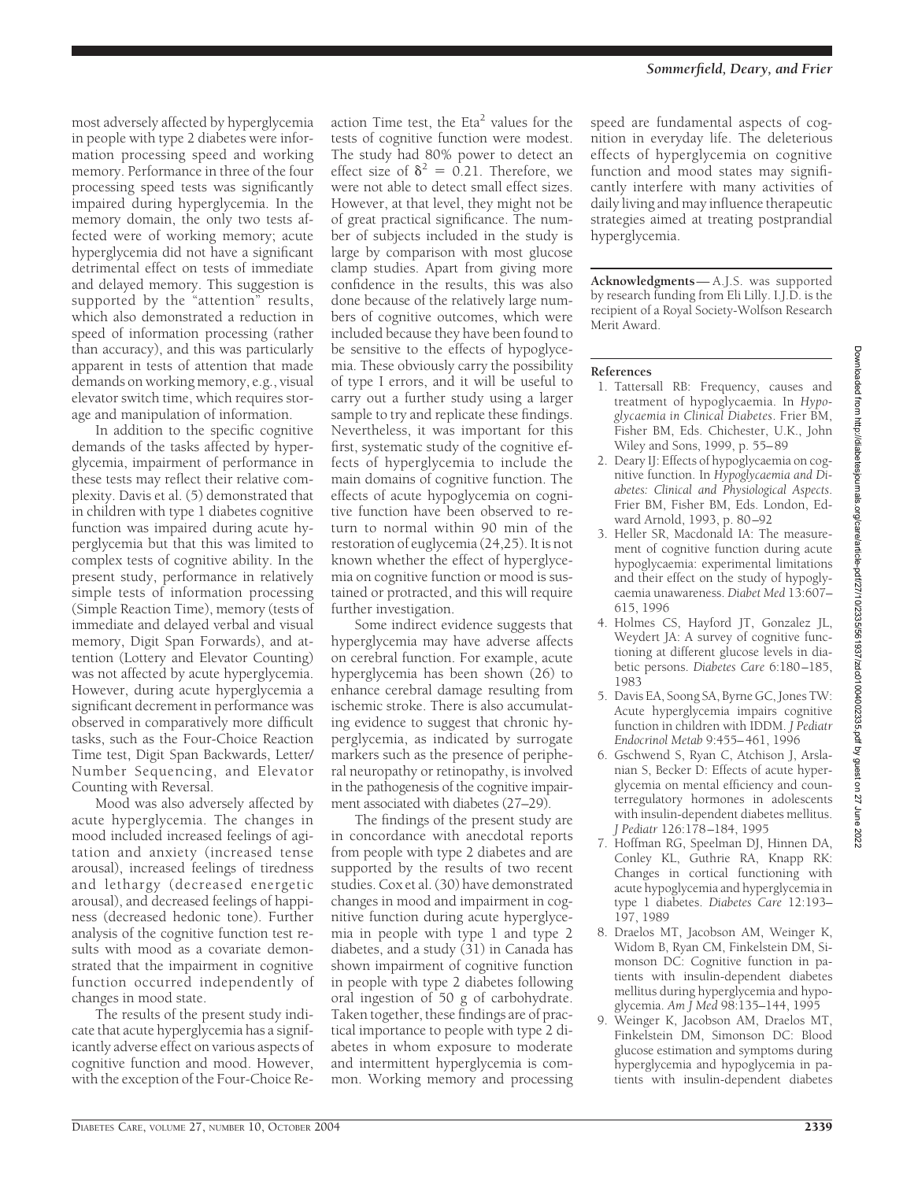most adversely affected by hyperglycemia in people with type 2 diabetes were information processing speed and working memory. Performance in three of the four processing speed tests was significantly impaired during hyperglycemia. In the memory domain, the only two tests affected were of working memory; acute hyperglycemia did not have a significant detrimental effect on tests of immediate and delayed memory. This suggestion is supported by the "attention" results, which also demonstrated a reduction in speed of information processing (rather than accuracy), and this was particularly apparent in tests of attention that made demands on working memory, e.g., visual elevator switch time, which requires storage and manipulation of information.

In addition to the specific cognitive demands of the tasks affected by hyperglycemia, impairment of performance in these tests may reflect their relative complexity. Davis et al. (5) demonstrated that in children with type 1 diabetes cognitive function was impaired during acute hyperglycemia but that this was limited to complex tests of cognitive ability. In the present study, performance in relatively simple tests of information processing (Simple Reaction Time), memory (tests of immediate and delayed verbal and visual memory, Digit Span Forwards), and attention (Lottery and Elevator Counting) was not affected by acute hyperglycemia. However, during acute hyperglycemia a significant decrement in performance was observed in comparatively more difficult tasks, such as the Four-Choice Reaction Time test, Digit Span Backwards, Letter/Number Sequencing, and Elevator Counting with Reversal.

Mood was also adversely affected by acute hyperglycemia. The changes in mood included increased feelings of agitation and anxiety (increased tense arousal), increased feelings of tiredness and lethargy (decreased energetic arousal), and decreased feelings of happiness (decreased hedonic tone). Further analysis of the cognitive function test results with mood as a covariate demonstrated that the impairment in cognitive function occurred independently of changes in mood state.

The results of the present study indicate that acute hyperglycemia has a significantly adverse effect on various aspects of cognitive function and mood. However, with the exception of the Four-Choice Reaction Time test, the Eta$^2$ values for the tests of cognitive function were modest. The study had 80% power to detect an effect size of $\delta^2 = 0.21$. Therefore, we were not able to detect small effect sizes. However, at that level, they might not be of great practical significance. The number of subjects included in the study is large by comparison with most glucose clamp studies. Apart from giving more confidence in the results, this was also done because of the relatively large numbers of cognitive outcomes, which were included because they have been found to be sensitive to the effects of hypoglycemia. These obviously carry the possibility of type I errors, and it will be useful to carry out a further study using a larger sample to try and replicate these findings. Nevertheless, it was important for this first, systematic study of the cognitive effects of hyperglycemia to include the main domains of cognitive function. The effects of acute hypoglycemia on cognitive function have been observed to return to normal within 90 min of the restoration of euglycemia (24,25). It is not known whether the effect of hyperglycemia on cognitive function or mood is sustained or protracted, and this will require further investigation.

Some indirect evidence suggests that hyperglycemia may have adverse affects on cerebral function. For example, acute hyperglycemia has been shown (26) to enhance cerebral damage resulting from ischemic stroke. There is also accumulating evidence to suggest that chronic hyperglycemia, as indicated by surrogate markers such as the presence of peripheral neuropathy or retinopathy, is involved in the pathogenesis of the cognitive impairment associated with diabetes (27–29).

The findings of the present study are in concordance with anecdotal reports from people with type 2 diabetes and are supported by the results of two recent studies. Cox et al. (30) have demonstrated changes in mood and impairment in cognitive function during acute hyperglycemia in people with type 1 and type 2 diabetes, and a study (31) in Canada has shown impairment of cognitive function in people with type 2 diabetes following oral ingestion of 50 g of carbohydrate. Taken together, these findings are of practical importance to people with type 2 diabetes in whom exposure to moderate and intermittent hyperglycemia is common. Working memory and processing speed are fundamental aspects of cognition in everyday life. The deleterious effects of hyperglycemia on cognitive function and mood states may significantly interfere with many activities of daily living and may influence therapeutic strategies aimed at treating postprandial hyperglycemia.

**Acknowledgments**— A.J.S. was supported by research funding from Eli Lilly. I.J.D. is the recipient of a Royal Society-Wolfson Research Merit Award.

## References

1. Tattersall RB: Frequency, causes and treatment of hypoglycaemia. In *Hypoglycaemia in Clinical Diabetes*. Frier BM, Fisher BM, Eds. Chichester, U.K., John Wiley and Sons, 1999, p. 55–89
2. Deary IJ: Effects of hypoglycaemia on cognitive function. In *Hypoglycaemia and Diabetes: Clinical and Physiological Aspects*. Frier BM, Fisher BM, Eds. London, Edward Arnold, 1993, p. 80–92
3. Heller SR, Macdonald IA: The measurement of cognitive function during acute hypoglycaemia: experimental limitations and their effect on the study of hypoglycaemia unawareness. *Diabet Med* 13:607–615, 1996
4. Holmes CS, Hayford JT, Gonzalez JL, Weydert JA: A survey of cognitive functioning at different glucose levels in diabetic persons. *Diabetes Care* 6:180–185, 1983
5. Davis EA, Soong SA, Byrne GC, Jones TW: Acute hyperglycemia impairs cognitive function in children with IDDM. *J Pediatr Endocrinol Metab* 9:455–461, 1996
6. Gschwend S, Ryan C, Atchison J, Arslanian S, Becker D: Effects of acute hyperglycemia on mental efficiency and counterregulatory hormones in adolescents with insulin-dependent diabetes mellitus. *J Pediatr* 126:178–184, 1995
7. Hoffman RG, Speelman DJ, Hinnen DA, Conley KL, Guthrie RA, Knapp RK: Changes in cortical functioning with acute hypoglycemia and hyperglycemia in type 1 diabetes. *Diabetes Care* 12:193–197, 1989
8. Draelos MT, Jacobson AM, Weinger K, Widom B, Ryan CM, Finkelstein DM, Simonson DC: Cognitive function in patients with insulin-dependent diabetes mellitus during hyperglycemia and hypoglycemia. *Am J Med* 98:135–144, 1995
9. Weinger K, Jacobson AM, Draelos MT, Finkelstein DM, Simonson DC: Blood glucose estimation and symptoms during hyperglycemia and hypoglycemia in patients with insulin-dependent diabetes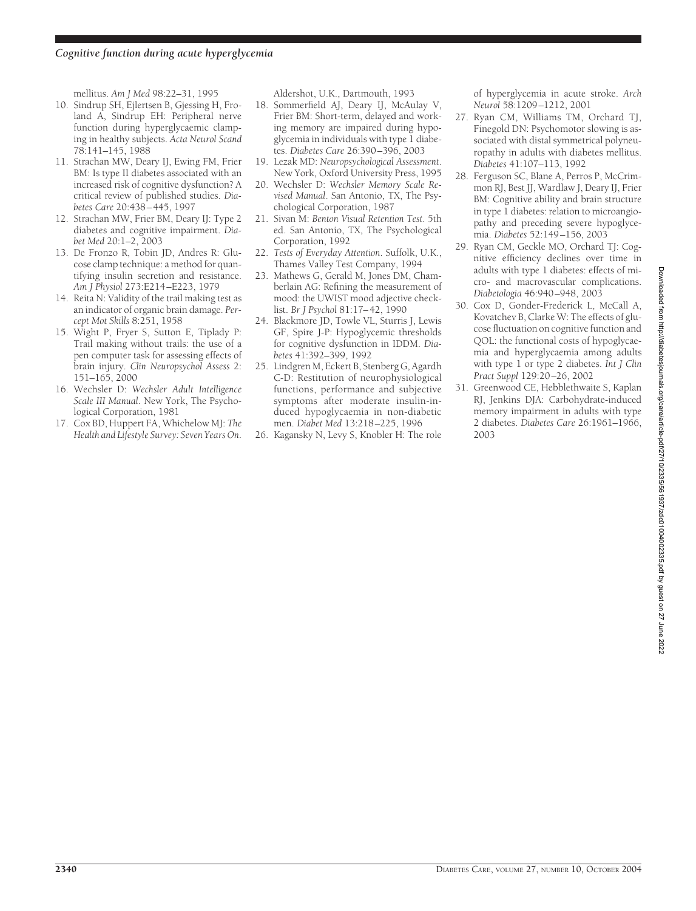mellitus. *Am J Med* 98:22–31, 1995

10. Sindrup SH, Ejlertsen B, Gjessing H, Froland A, Sindrup EH: Peripheral nerve function during hyperglycaemic clamping in healthy subjects. *Acta Neurol Scand* 78:141–145, 1988
11. Strachan MW, Deary IJ, Ewing FM, Frier BM: Is type II diabetes associated with an increased risk of cognitive dysfunction? A critical review of published studies. *Diabetes Care* 20:438–445, 1997
12. Strachan MW, Frier BM, Deary IJ: Type 2 diabetes and cognitive impairment. *Diabet Med* 20:1–2, 2003
13. De Fronzo R, Tobin JD, Andres R: Glucose clamp technique: a method for quantifying insulin secretion and resistance. *Am J Physiol* 273:E214–E223, 1979
14. Reita N: Validity of the trail making test as an indicator of organic brain damage. *Percept Mot Skills* 8:251, 1958
15. Wight P, Fryer S, Sutton E, Tiplady P: Trail making without trails: the use of a pen computer task for assessing effects of brain injury. *Clin Neuropsychol Assess* 2: 151–165, 2000
16. Wechsler D: *Wechsler Adult Intelligence Scale III Manual*. New York, The Psychological Corporation, 1981
17. Cox BD, Huppert FA, Whichelow MJ: *The Health and Lifestyle Survey: Seven Years On*. Aldershot, U.K., Dartmouth, 1993
18. Sommerfield AJ, Deary IJ, McAulay V, Frier BM: Short-term, delayed and working memory are impaired during hypoglycemia in individuals with type 1 diabetes. *Diabetes Care* 26:390–396, 2003
19. Lezak MD: *Neuropsychological Assessment*. New York, Oxford University Press, 1995
20. Wechsler D: *Wechsler Memory Scale Revised Manual*. San Antonio, TX, The Psychological Corporation, 1987
21. Sivan M: *Benton Visual Retention Test*. 5th ed. San Antonio, TX, The Psychological Corporation, 1992
22. *Tests of Everyday Attention*. Suffolk, U.K., Thames Valley Test Company, 1994
23. Mathews G, Gerald M, Jones DM, Chamberlain AG: Refining the measurement of mood: the UWIST mood adjective checklist. *Br J Psychol* 81:17–42, 1990
24. Blackmore JD, Towle VL, Sturris J, Lewis GF, Spire J-P: Hypoglycemic thresholds for cognitive dysfunction in IDDM. *Diabetes* 41:392–399, 1992
25. Lindgren M, Eckert B, Stenberg G, Agardh C-D: Restitution of neurophysiological functions, performance and subjective symptoms after moderate insulin-induced hypoglycaemia in non-diabetic men. *Diabet Med* 13:218–225, 1996
26. Kagansky N, Levy S, Knobler H: The role of hyperglycemia in acute stroke. *Arch Neurol* 58:1209–1212, 2001
27. Ryan CM, Williams TM, Orchard TJ, Finegold DN: Psychomotor slowing is associated with distal symmetrical polyneuropathy in adults with diabetes mellitus. *Diabetes* 41:107–113, 1992
28. Ferguson SC, Blane A, Perros P, McCrimmon RJ, Best JJ, Wardlaw J, Deary IJ, Frier BM: Cognitive ability and brain structure in type 1 diabetes: relation to microangiopathy and preceding severe hypoglycemia. *Diabetes* 52:149–156, 2003
29. Ryan CM, Geckle MO, Orchard TJ: Cognitive efficiency declines over time in adults with type 1 diabetes: effects of micro- and macrovascular complications. *Diabetologia* 46:940–948, 2003
30. Cox D, Gonder-Frederick L, McCall A, Kovatchev B, Clarke W: The effects of glucose fluctuation on cognitive function and QOL: the functional costs of hypoglycaemia and hyperglycaemia among adults with type 1 or type 2 diabetes. *Int J Clin Pract Suppl* 129:20–26, 2002
31. Greenwood CE, Hebblethwaite S, Kaplan RJ, Jenkins DJA: Carbohydrate-induced memory impairment in adults with type 2 diabetes. *Diabetes Care* 26:1961–1966, 2003